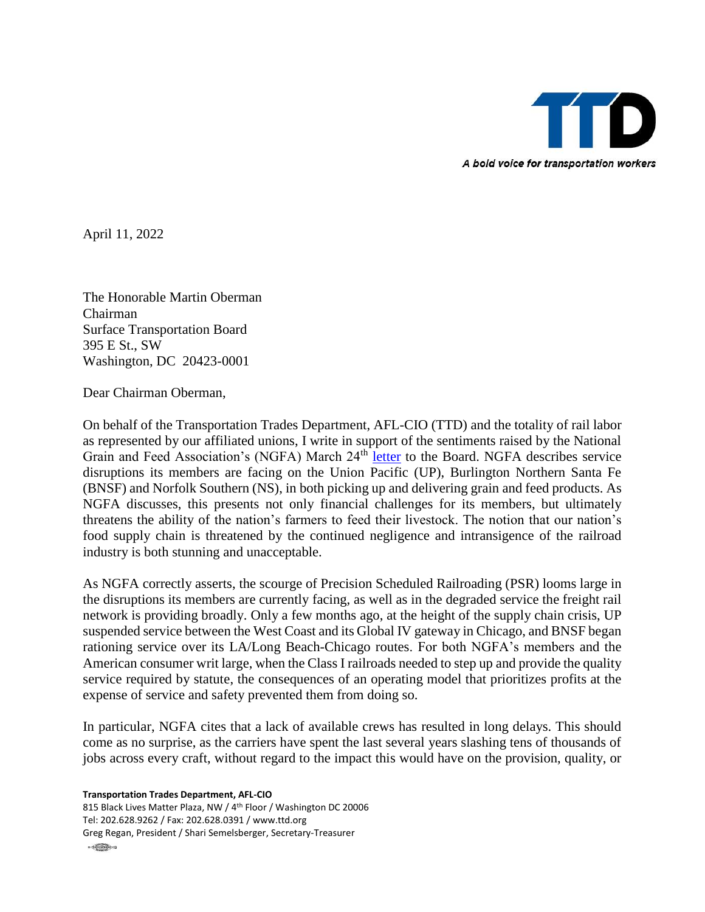TTD

*A bold voice for transportation workers*

April 11, 2022

The Honorable Martin Oberman
Chairman
Surface Transportation Board
395 E St., SW
Washington, DC 20423-0001

Dear Chairman Oberman,

On behalf of the Transportation Trades Department, AFL-CIO (TTD) and the totality of rail labor as represented by our affiliated unions, I write in support of the sentiments raised by the National Grain and Feed Association's (NGFA) March 24th letter to the Board. NGFA describes service disruptions its members are facing on the Union Pacific (UP), Burlington Northern Santa Fe (BNSF) and Norfolk Southern (NS), in both picking up and delivering grain and feed products. As NGFA discusses, this presents not only financial challenges for its members, but ultimately threatens the ability of the nation's farmers to feed their livestock. The notion that our nation's food supply chain is threatened by the continued negligence and intransigence of the railroad industry is both stunning and unacceptable.

As NGFA correctly asserts, the scourge of Precision Scheduled Railroading (PSR) looms large in the disruptions its members are currently facing, as well as in the degraded service the freight rail network is providing broadly. Only a few months ago, at the height of the supply chain crisis, UP suspended service between the West Coast and its Global IV gateway in Chicago, and BNSF began rationing service over its LA/Long Beach-Chicago routes. For both NGFA's members and the American consumer writ large, when the Class I railroads needed to step up and provide the quality service required by statute, the consequences of an operating model that prioritizes profits at the expense of service and safety prevented them from doing so.

In particular, NGFA cites that a lack of available crews has resulted in long delays. This should come as no surprise, as the carriers have spent the last several years slashing tens of thousands of jobs across every craft, without regard to the impact this would have on the provision, quality, or

**Transportation Trades Department, AFL-CIO**
815 Black Lives Matter Plaza, NW / 4th Floor / Washington DC 20006
Tel: 202.628.9262 / Fax: 202.628.0391 / www.ttd.org
Greg Regan, President / Shari Semelsberger, Secretary-Treasurer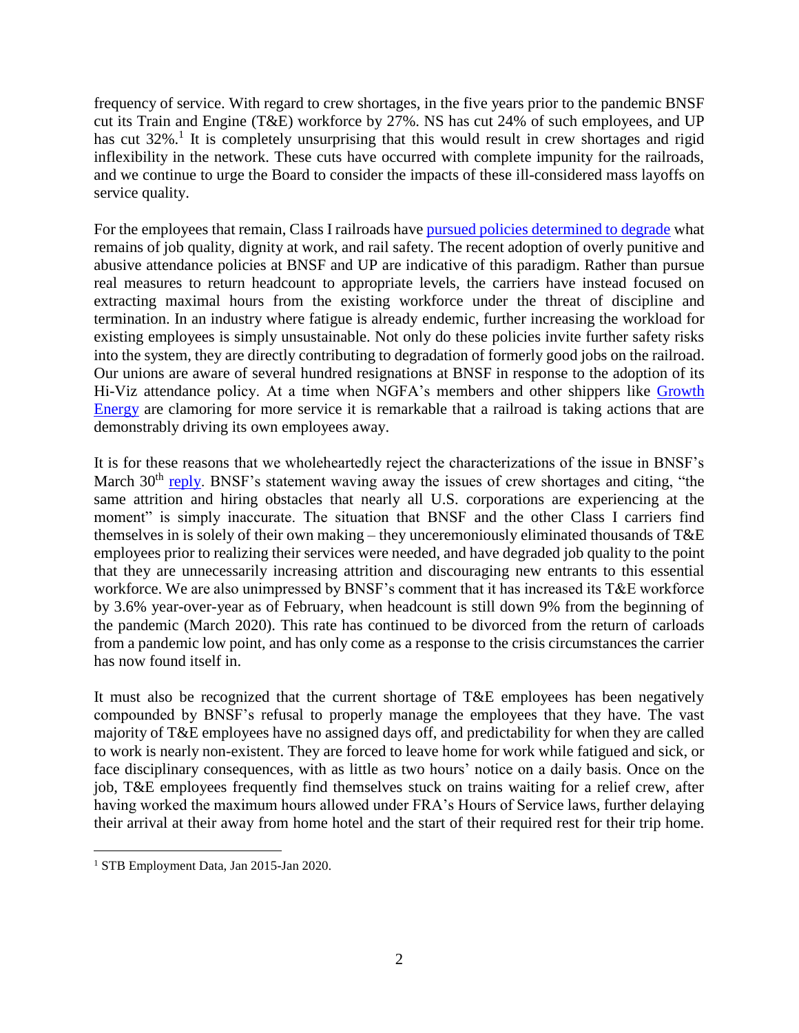frequency of service. With regard to crew shortages, in the five years prior to the pandemic BNSF cut its Train and Engine (T&E) workforce by 27%. NS has cut 24% of such employees, and UP has cut 32%.[1] It is completely unsurprising that this would result in crew shortages and rigid inflexibility in the network. These cuts have occurred with complete impunity for the railroads, and we continue to urge the Board to consider the impacts of these ill-considered mass layoffs on service quality.

For the employees that remain, Class I railroads have pursued policies determined to degrade what remains of job quality, dignity at work, and rail safety. The recent adoption of overly punitive and abusive attendance policies at BNSF and UP are indicative of this paradigm. Rather than pursue real measures to return headcount to appropriate levels, the carriers have instead focused on extracting maximal hours from the existing workforce under the threat of discipline and termination. In an industry where fatigue is already endemic, further increasing the workload for existing employees is simply unsustainable. Not only do these policies invite further safety risks into the system, they are directly contributing to degradation of formerly good jobs on the railroad. Our unions are aware of several hundred resignations at BNSF in response to the adoption of its Hi-Viz attendance policy. At a time when NGFA's members and other shippers like Growth Energy are clamoring for more service it is remarkable that a railroad is taking actions that are demonstrably driving its own employees away.

It is for these reasons that we wholeheartedly reject the characterizations of the issue in BNSF's March 30th reply. BNSF's statement waving away the issues of crew shortages and citing, "the same attrition and hiring obstacles that nearly all U.S. corporations are experiencing at the moment" is simply inaccurate. The situation that BNSF and the other Class I carriers find themselves in is solely of their own making – they unceremoniously eliminated thousands of T&E employees prior to realizing their services were needed, and have degraded job quality to the point that they are unnecessarily increasing attrition and discouraging new entrants to this essential workforce. We are also unimpressed by BNSF's comment that it has increased its T&E workforce by 3.6% year-over-year as of February, when headcount is still down 9% from the beginning of the pandemic (March 2020). This rate has continued to be divorced from the return of carloads from a pandemic low point, and has only come as a response to the crisis circumstances the carrier has now found itself in.

It must also be recognized that the current shortage of T&E employees has been negatively compounded by BNSF's refusal to properly manage the employees that they have. The vast majority of T&E employees have no assigned days off, and predictability for when they are called to work is nearly non-existent. They are forced to leave home for work while fatigued and sick, or face disciplinary consequences, with as little as two hours' notice on a daily basis. Once on the job, T&E employees frequently find themselves stuck on trains waiting for a relief crew, after having worked the maximum hours allowed under FRA's Hours of Service laws, further delaying their arrival at their away from home hotel and the start of their required rest for their trip home.

[1] STB Employment Data, Jan 2015-Jan 2020.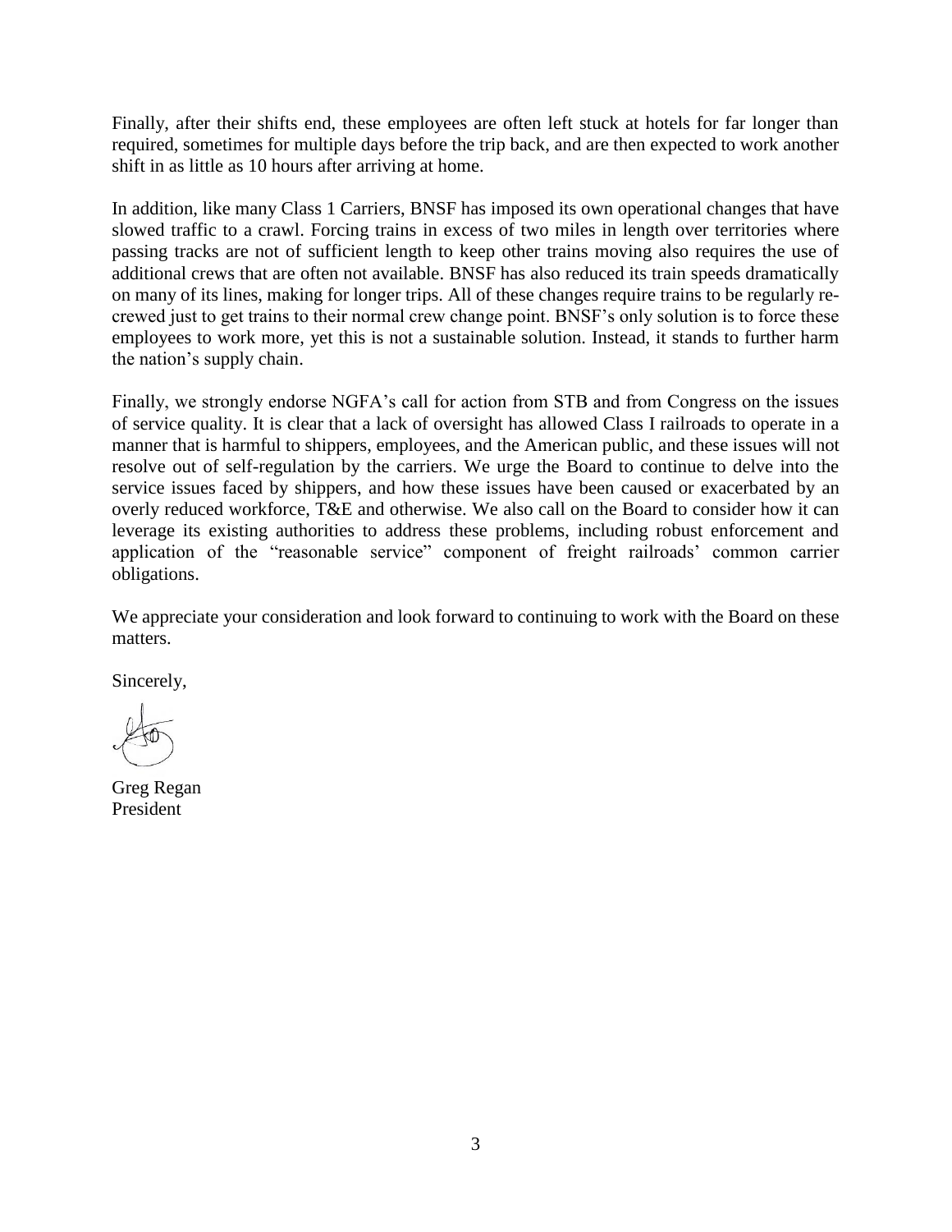Finally, after their shifts end, these employees are often left stuck at hotels for far longer than required, sometimes for multiple days before the trip back, and are then expected to work another shift in as little as 10 hours after arriving at home.

In addition, like many Class 1 Carriers, BNSF has imposed its own operational changes that have slowed traffic to a crawl. Forcing trains in excess of two miles in length over territories where passing tracks are not of sufficient length to keep other trains moving also requires the use of additional crews that are often not available. BNSF has also reduced its train speeds dramatically on many of its lines, making for longer trips. All of these changes require trains to be regularly re-crewed just to get trains to their normal crew change point. BNSF's only solution is to force these employees to work more, yet this is not a sustainable solution. Instead, it stands to further harm the nation's supply chain.

Finally, we strongly endorse NGFA's call for action from STB and from Congress on the issues of service quality. It is clear that a lack of oversight has allowed Class I railroads to operate in a manner that is harmful to shippers, employees, and the American public, and these issues will not resolve out of self-regulation by the carriers. We urge the Board to continue to delve into the service issues faced by shippers, and how these issues have been caused or exacerbated by an overly reduced workforce, T&E and otherwise. We also call on the Board to consider how it can leverage its existing authorities to address these problems, including robust enforcement and application of the "reasonable service" component of freight railroads' common carrier obligations.

We appreciate your consideration and look forward to continuing to work with the Board on these matters.

Sincerely,

Greg Regan
President